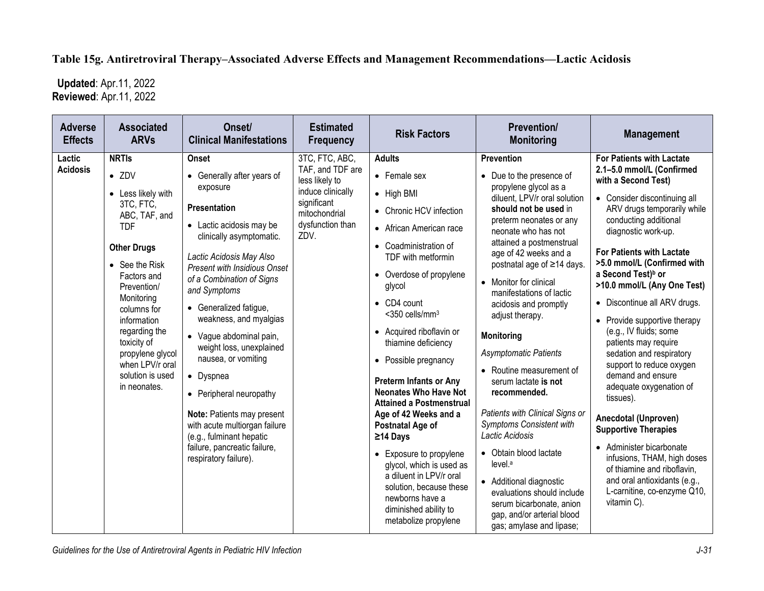## Table 15g. Antiretroviral Therapy–Associated Adverse Effects and Management Recommendations—Lactic Acidosis

**Updated**: Apr.11, 2022
**Reviewed**: Apr.11, 2022

| Adverse Effects | Associated ARVs | Onset/ Clinical Manifestations | Estimated Frequency | Risk Factors | Prevention/ Monitoring | Management |
|---|---|---|---|---|---|---|
| **Lactic Acidosis** | **NRTIs**<br>• ZDV<br>• Less likely with 3TC, FTC, ABC, TAF, and TDF<br><br>**Other Drugs**<br>• See the Risk Factors and Prevention/ Monitoring columns for information regarding the toxicity of propylene glycol when LPV/r oral solution is used in neonates. | **Onset**<br>• Generally after years of exposure<br><br>**Presentation**<br>• Lactic acidosis may be clinically asymptomatic.<br><br>*Lactic Acidosis May Also Present with Insidious Onset of a Combination of Signs and Symptoms*<br>• Generalized fatigue, weakness, and myalgias<br>• Vague abdominal pain, weight loss, unexplained nausea, or vomiting<br>• Dyspnea<br>• Peripheral neuropathy<br><br>**Note:** Patients may present with acute multiorgan failure (e.g., fulminant hepatic failure, pancreatic failure, respiratory failure). | 3TC, FTC, ABC, TAF, and TDF are less likely to induce clinically significant mitochondrial dysfunction than ZDV. | **Adults**<br>• Female sex<br>• High BMI<br>• Chronic HCV infection<br>• African American race<br>• Coadministration of TDF with metformin<br>• Overdose of propylene glycol<br>• CD4 count <350 cells/mm$^3$<br>• Acquired riboflavin or thiamine deficiency<br>• Possible pregnancy<br><br>**Preterm Infants or Any Neonates Who Have Not Attained a Postmenstrual Age of 42 Weeks and a Postnatal Age of ≥14 Days**<br>• Exposure to propylene glycol, which is used as a diluent in LPV/r oral solution, because these newborns have a diminished ability to metabolize propylene | **Prevention**<br>• Due to the presence of propylene glycol as a diluent, LPV/r oral solution **should not be used** in preterm neonates or any neonate who has not attained a postmenstrual age of 42 weeks and a postnatal age of ≥14 days.<br>• Monitor for clinical manifestations of lactic acidosis and promptly adjust therapy.<br><br>**Monitoring**<br>*Asymptomatic Patients*<br>• Routine measurement of serum lactate **is not recommended.**<br><br>*Patients with Clinical Signs or Symptoms Consistent with Lactic Acidosis*<br>• Obtain blood lactate level.[a]<br>• Additional diagnostic evaluations should include serum bicarbonate, anion gap, and/or arterial blood gas; amylase and lipase; | **For Patients with Lactate 2.1–5.0 mmol/L (Confirmed with a Second Test)**<br>• Consider discontinuing all ARV drugs temporarily while conducting additional diagnostic work-up.<br><br>**For Patients with Lactate >5.0 mmol/L (Confirmed with a Second Test)[b] or >10.0 mmol/L (Any One Test)**<br>• Discontinue all ARV drugs.<br>• Provide supportive therapy (e.g., IV fluids; some patients may require sedation and respiratory support to reduce oxygen demand and ensure adequate oxygenation of tissues).<br><br>**Anecdotal (Unproven) Supportive Therapies**<br>• Administer bicarbonate infusions, THAM, high doses of thiamine and riboflavin, and oral antioxidants (e.g., L-carnitine, co-enzyme Q10, vitamin C). |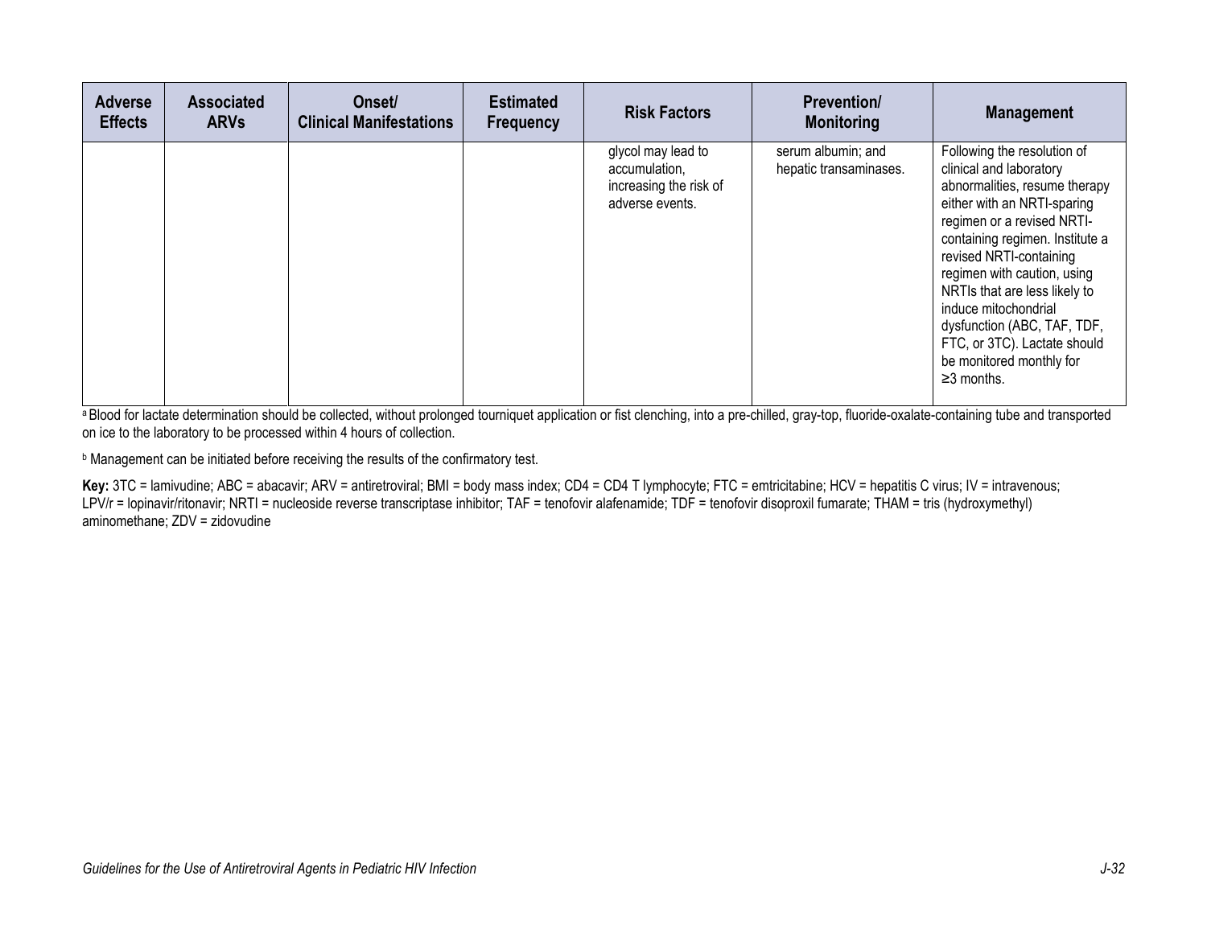| Adverse Effects | Associated ARVs | Onset/ Clinical Manifestations | Estimated Frequency | Risk Factors | Prevention/ Monitoring | Management |
|---|---|---|---|---|---|---|
| | | | | glycol may lead to accumulation, increasing the risk of adverse events. | serum albumin; and hepatic transaminases. | Following the resolution of clinical and laboratory abnormalities, resume therapy either with an NRTI-sparing regimen or a revised NRTI-containing regimen. Institute a revised NRTI-containing regimen with caution, using NRTIs that are less likely to induce mitochondrial dysfunction (ABC, TAF, TDF, FTC, or 3TC). Lactate should be monitored monthly for ≥3 months. |

[a] Blood for lactate determination should be collected, without prolonged tourniquet application or fist clenching, into a pre-chilled, gray-top, fluoride-oxalate-containing tube and transported on ice to the laboratory to be processed within 4 hours of collection.

[b] Management can be initiated before receiving the results of the confirmatory test.

**Key:** 3TC = lamivudine; ABC = abacavir; ARV = antiretroviral; BMI = body mass index; CD4 = CD4 T lymphocyte; FTC = emtricitabine; HCV = hepatitis C virus; IV = intravenous; LPV/r = lopinavir/ritonavir; NRTI = nucleoside reverse transcriptase inhibitor; TAF = tenofovir alafenamide; TDF = tenofovir disoproxil fumarate; THAM = tris (hydroxymethyl) aminomethane; ZDV = zidovudine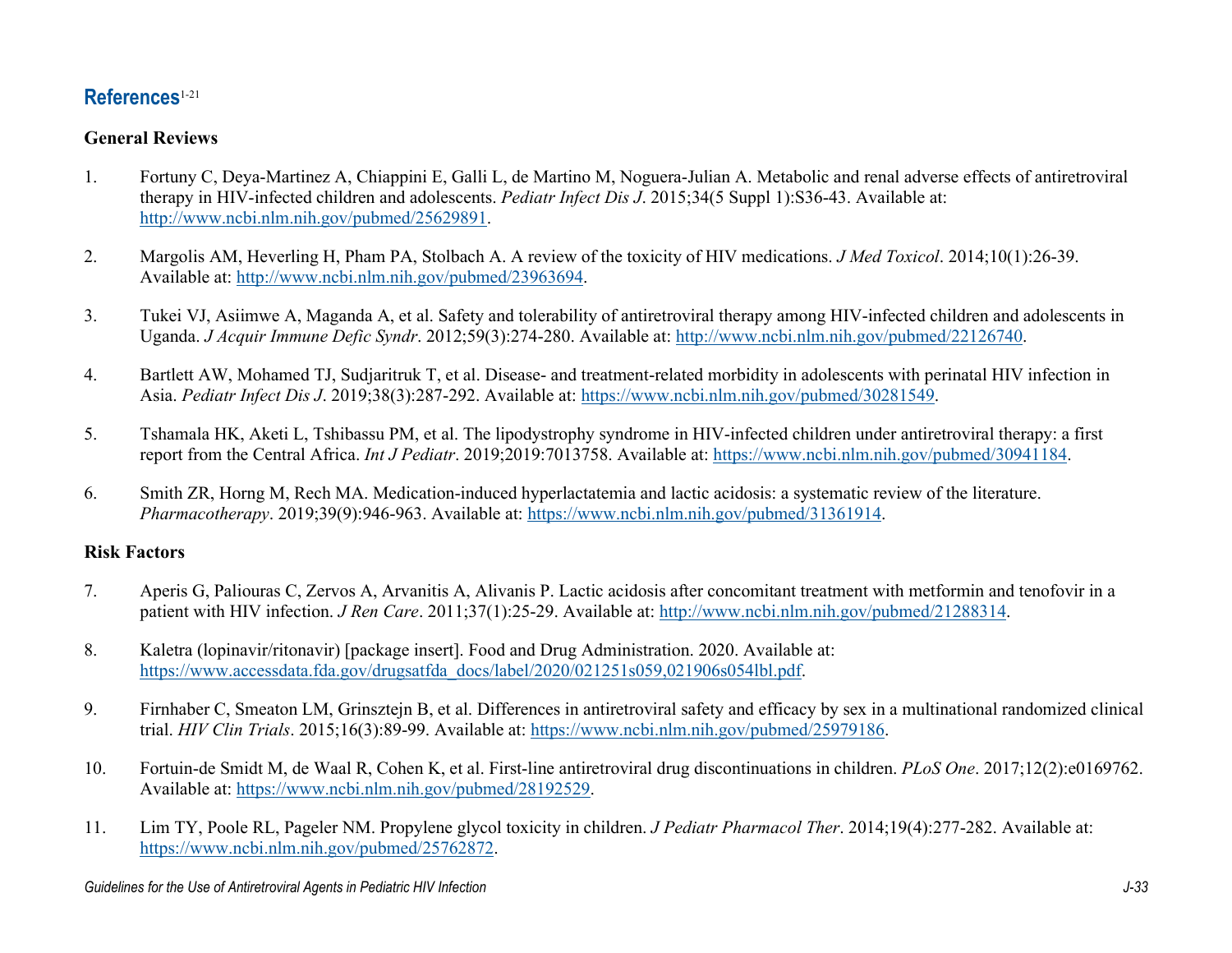## References[1-21]

### General Reviews

1. Fortuny C, Deya-Martinez A, Chiappini E, Galli L, de Martino M, Noguera-Julian A. Metabolic and renal adverse effects of antiretroviral therapy in HIV-infected children and adolescents. *Pediatr Infect Dis J*. 2015;34(5 Suppl 1):S36-43. Available at: http://www.ncbi.nlm.nih.gov/pubmed/25629891.

2. Margolis AM, Heverling H, Pham PA, Stolbach A. A review of the toxicity of HIV medications. *J Med Toxicol*. 2014;10(1):26-39. Available at: http://www.ncbi.nlm.nih.gov/pubmed/23963694.

3. Tukei VJ, Asiimwe A, Maganda A, et al. Safety and tolerability of antiretroviral therapy among HIV-infected children and adolescents in Uganda. *J Acquir Immune Defic Syndr*. 2012;59(3):274-280. Available at: http://www.ncbi.nlm.nih.gov/pubmed/22126740.

4. Bartlett AW, Mohamed TJ, Sudjaritruk T, et al. Disease- and treatment-related morbidity in adolescents with perinatal HIV infection in Asia. *Pediatr Infect Dis J*. 2019;38(3):287-292. Available at: https://www.ncbi.nlm.nih.gov/pubmed/30281549.

5. Tshamala HK, Aketi L, Tshibassu PM, et al. The lipodystrophy syndrome in HIV-infected children under antiretroviral therapy: a first report from the Central Africa. *Int J Pediatr*. 2019;2019:7013758. Available at: https://www.ncbi.nlm.nih.gov/pubmed/30941184.

6. Smith ZR, Horng M, Rech MA. Medication-induced hyperlactatemia and lactic acidosis: a systematic review of the literature. *Pharmacotherapy*. 2019;39(9):946-963. Available at: https://www.ncbi.nlm.nih.gov/pubmed/31361914.

### Risk Factors

7. Aperis G, Paliouras C, Zervos A, Arvanitis A, Alivanis P. Lactic acidosis after concomitant treatment with metformin and tenofovir in a patient with HIV infection. *J Ren Care*. 2011;37(1):25-29. Available at: http://www.ncbi.nlm.nih.gov/pubmed/21288314.

8. Kaletra (lopinavir/ritonavir) [package insert]. Food and Drug Administration. 2020. Available at: https://www.accessdata.fda.gov/drugsatfda_docs/label/2020/021251s059,021906s054lbl.pdf.

9. Firnhaber C, Smeaton LM, Grinsztejn B, et al. Differences in antiretroviral safety and efficacy by sex in a multinational randomized clinical trial. *HIV Clin Trials*. 2015;16(3):89-99. Available at: https://www.ncbi.nlm.nih.gov/pubmed/25979186.

10. Fortuin-de Smidt M, de Waal R, Cohen K, et al. First-line antiretroviral drug discontinuations in children. *PLoS One*. 2017;12(2):e0169762. Available at: https://www.ncbi.nlm.nih.gov/pubmed/28192529.

11. Lim TY, Poole RL, Pageler NM. Propylene glycol toxicity in children. *J Pediatr Pharmacol Ther*. 2014;19(4):277-282. Available at: https://www.ncbi.nlm.nih.gov/pubmed/25762872.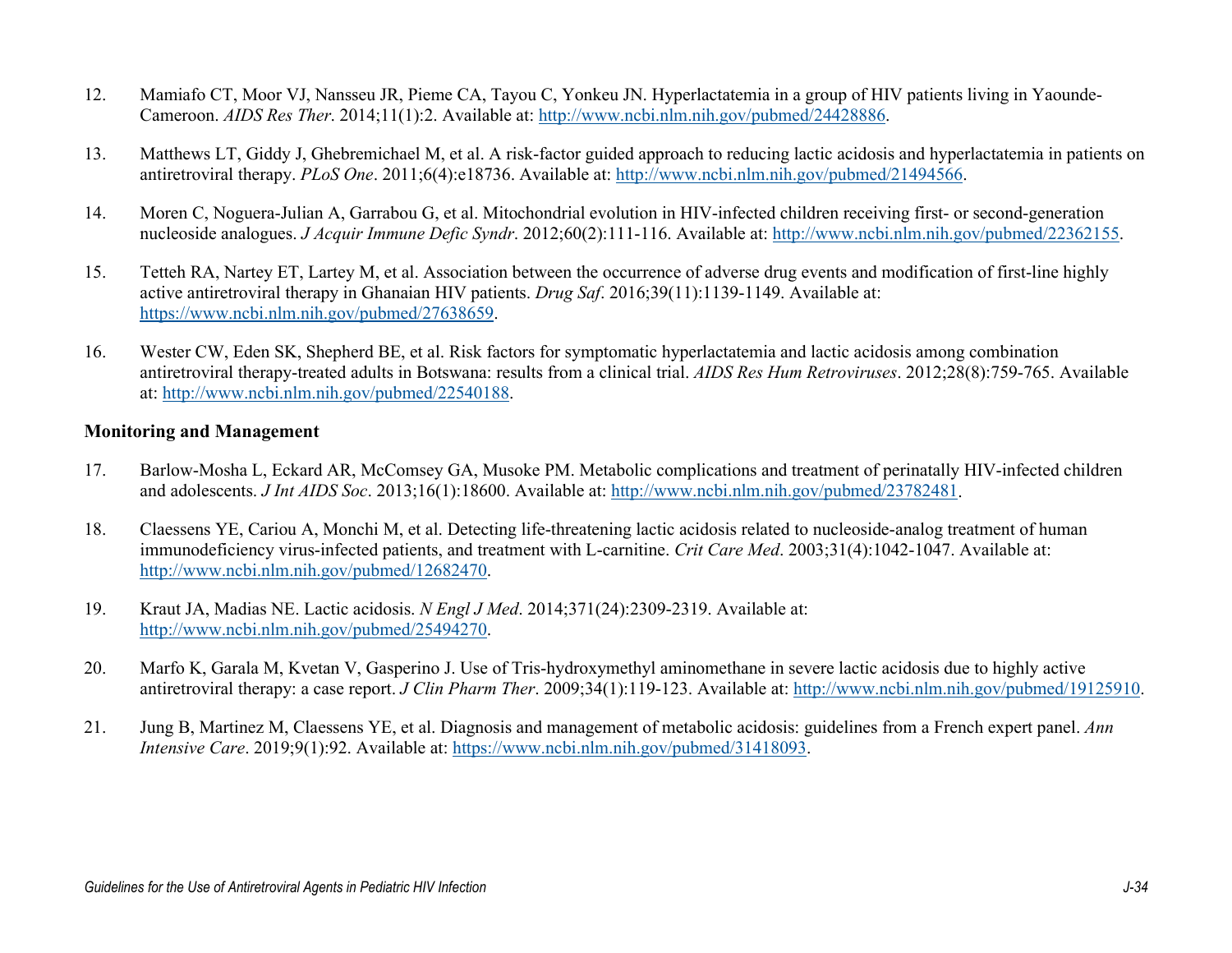12. Mamiafo CT, Moor VJ, Nansseu JR, Pieme CA, Tayou C, Yonkeu JN. Hyperlactatemia in a group of HIV patients living in Yaounde-Cameroon. *AIDS Res Ther*. 2014;11(1):2. Available at: http://www.ncbi.nlm.nih.gov/pubmed/24428886.

13. Matthews LT, Giddy J, Ghebremichael M, et al. A risk-factor guided approach to reducing lactic acidosis and hyperlactatemia in patients on antiretroviral therapy. *PLoS One*. 2011;6(4):e18736. Available at: http://www.ncbi.nlm.nih.gov/pubmed/21494566.

14. Moren C, Noguera-Julian A, Garrabou G, et al. Mitochondrial evolution in HIV-infected children receiving first- or second-generation nucleoside analogues. *J Acquir Immune Defic Syndr*. 2012;60(2):111-116. Available at: http://www.ncbi.nlm.nih.gov/pubmed/22362155.

15. Tetteh RA, Nartey ET, Lartey M, et al. Association between the occurrence of adverse drug events and modification of first-line highly active antiretroviral therapy in Ghanaian HIV patients. *Drug Saf*. 2016;39(11):1139-1149. Available at: https://www.ncbi.nlm.nih.gov/pubmed/27638659.

16. Wester CW, Eden SK, Shepherd BE, et al. Risk factors for symptomatic hyperlactatemia and lactic acidosis among combination antiretroviral therapy-treated adults in Botswana: results from a clinical trial. *AIDS Res Hum Retroviruses*. 2012;28(8):759-765. Available at: http://www.ncbi.nlm.nih.gov/pubmed/22540188.

**Monitoring and Management**

17. Barlow-Mosha L, Eckard AR, McComsey GA, Musoke PM. Metabolic complications and treatment of perinatally HIV-infected children and adolescents. *J Int AIDS Soc*. 2013;16(1):18600. Available at: http://www.ncbi.nlm.nih.gov/pubmed/23782481.

18. Claessens YE, Cariou A, Monchi M, et al. Detecting life-threatening lactic acidosis related to nucleoside-analog treatment of human immunodeficiency virus-infected patients, and treatment with L-carnitine. *Crit Care Med*. 2003;31(4):1042-1047. Available at: http://www.ncbi.nlm.nih.gov/pubmed/12682470.

19. Kraut JA, Madias NE. Lactic acidosis. *N Engl J Med*. 2014;371(24):2309-2319. Available at: http://www.ncbi.nlm.nih.gov/pubmed/25494270.

20. Marfo K, Garala M, Kvetan V, Gasperino J. Use of Tris-hydroxymethyl aminomethane in severe lactic acidosis due to highly active antiretroviral therapy: a case report. *J Clin Pharm Ther*. 2009;34(1):119-123. Available at: http://www.ncbi.nlm.nih.gov/pubmed/19125910.

21. Jung B, Martinez M, Claessens YE, et al. Diagnosis and management of metabolic acidosis: guidelines from a French expert panel. *Ann Intensive Care*. 2019;9(1):92. Available at: https://www.ncbi.nlm.nih.gov/pubmed/31418093.